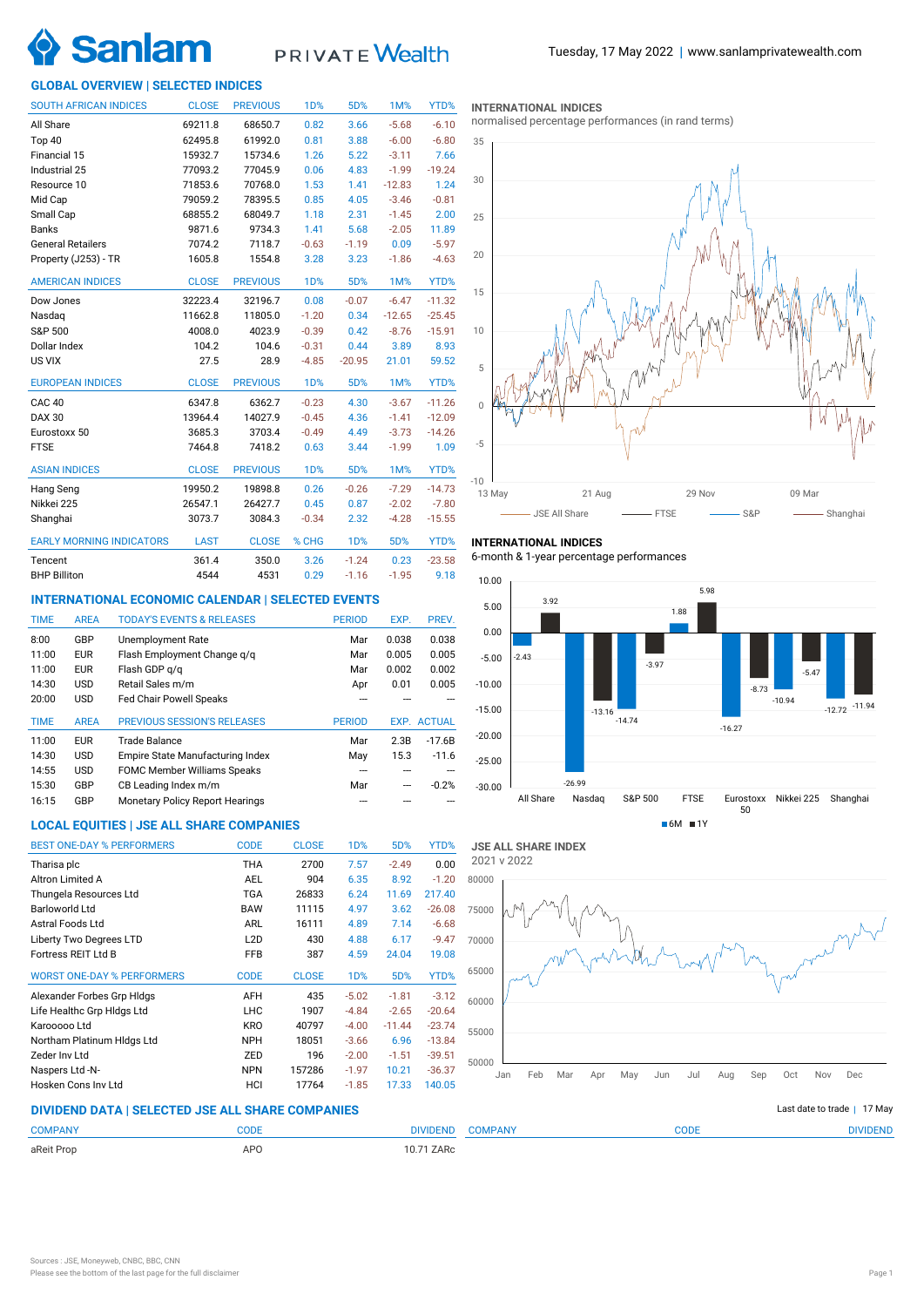Sanlam PRIVATE Wealth

Tuesday, 17 May 2022 | www.sanlamprivatewealth.com

## GLOBAL OVERVIEW | SELECTED INDICES

| SOUTH AFRICAN INDICES | CLOSE | PREVIOUS | 1D% | 5D% | 1M% | YTD% |
|---|---|---|---|---|---|---|
| All Share | 69211.8 | 68650.7 | 0.82 | 3.66 | -5.68 | -6.10 |
| Top 40 | 62495.8 | 61992.0 | 0.81 | 3.88 | -6.00 | -6.80 |
| Financial 15 | 15932.7 | 15734.6 | 1.26 | 5.22 | -3.11 | 7.66 |
| Industrial 25 | 77093.2 | 77045.9 | 0.06 | 4.83 | -1.99 | -19.24 |
| Resource 10 | 71853.6 | 70768.0 | 1.53 | 1.41 | -12.83 | 1.24 |
| Mid Cap | 79059.2 | 78395.5 | 0.85 | 4.05 | -3.46 | -0.81 |
| Small Cap | 68855.2 | 68049.7 | 1.18 | 2.31 | -1.45 | 2.00 |
| Banks | 9871.6 | 9734.3 | 1.41 | 5.68 | -2.05 | 11.89 |
| General Retailers | 7074.2 | 7118.7 | -0.63 | -1.19 | 0.09 | -5.97 |
| Property (J253) - TR | 1605.8 | 1554.8 | 3.28 | 3.23 | -1.86 | -4.63 |

| AMERICAN INDICES | CLOSE | PREVIOUS | 1D% | 5D% | 1M% | YTD% |
|---|---|---|---|---|---|---|
| Dow Jones | 32223.4 | 32196.7 | 0.08 | -0.07 | -6.47 | -11.32 |
| Nasdaq | 11662.8 | 11805.0 | -1.20 | 0.34 | -12.65 | -25.45 |
| S&P 500 | 4008.0 | 4023.9 | -0.39 | 0.42 | -8.76 | -15.91 |
| Dollar Index | 104.2 | 104.6 | -0.31 | 0.44 | 3.89 | 8.93 |
| US VIX | 27.5 | 28.9 | -4.85 | -20.95 | 21.01 | 59.52 |

| EUROPEAN INDICES | CLOSE | PREVIOUS | 1D% | 5D% | 1M% | YTD% |
|---|---|---|---|---|---|---|
| CAC 40 | 6347.8 | 6362.7 | -0.23 | 4.30 | -3.67 | -11.26 |
| DAX 30 | 13964.4 | 14027.9 | -0.45 | 4.36 | -1.41 | -12.09 |
| Eurostoxx 50 | 3685.3 | 3703.4 | -0.49 | 4.49 | -3.73 | -14.26 |
| FTSE | 7464.8 | 7418.2 | 0.63 | 3.44 | -1.99 | 1.09 |

| ASIAN INDICES | CLOSE | PREVIOUS | 1D% | 5D% | 1M% | YTD% |
|---|---|---|---|---|---|---|
| Hang Seng | 19950.2 | 19898.8 | 0.26 | -0.26 | -7.29 | -14.73 |
| Nikkei 225 | 26547.1 | 26427.7 | 0.45 | 0.87 | -2.02 | -7.80 |
| Shanghai | 3073.7 | 3084.3 | -0.34 | 2.32 | -4.28 | -15.55 |

| EARLY MORNING INDICATORS | LAST | CLOSE | % CHG | 1D% | 5D% | YTD% |
|---|---|---|---|---|---|---|
| Tencent | 361.4 | 350.0 | 3.26 | -1.24 | 0.23 | -23.58 |
| BHP Billiton | 4544 | 4531 | 0.29 | -1.16 | -1.95 | 9.18 |

**INTERNATIONAL INDICES**
normalised percentage performances (in rand terms)

Legend: JSE All Share, FTSE, S&P, Shanghai (13 May – 09 Mar)

**INTERNATIONAL INDICES**
6-month & 1-year percentage performances

| | 6M | 1Y |
|---|---|---|
| All Share | -2.43 | 3.92 |
| Nasdaq | -26.99 | -13.16 |
| S&P 500 | -14.74 | -3.97 |
| FTSE | 1.88 | 5.98 |
| Eurostoxx 50 | -16.27 | -8.73 |
| Nikkei 225 | -10.94 | -5.47 |
| Shanghai | -12.72 | -11.94 |

## INTERNATIONAL ECONOMIC CALENDAR | SELECTED EVENTS

| TIME | AREA | TODAY'S EVENTS & RELEASES | PERIOD | EXP. | PREV. |
|---|---|---|---|---|---|
| 8:00 | GBP | Unemployment Rate | Mar | 0.038 | 0.038 |
| 11:00 | EUR | Flash Employment Change q/q | Mar | 0.005 | 0.005 |
| 11:00 | EUR | Flash GDP q/q | Mar | 0.002 | 0.002 |
| 14:30 | USD | Retail Sales m/m | Apr | 0.01 | 0.005 |
| 20:00 | USD | Fed Chair Powell Speaks | --- | --- | --- |

| TIME | AREA | PREVIOUS SESSION'S RELEASES | PERIOD | EXP. | ACTUAL |
|---|---|---|---|---|---|
| 11:00 | EUR | Trade Balance | Mar | 2.3B | -17.6B |
| 14:30 | USD | Empire State Manufacturing Index | May | 15.3 | -11.6 |
| 14:55 | USD | FOMC Member Williams Speaks | --- | --- | --- |
| 15:30 | GBP | CB Leading Index m/m | Mar | --- | -0.2% |
| 16:15 | GBP | Monetary Policy Report Hearings | --- | --- | --- |

## LOCAL EQUITIES | JSE ALL SHARE COMPANIES

| BEST ONE-DAY % PERFORMERS | CODE | CLOSE | 1D% | 5D% | YTD% |
|---|---|---|---|---|---|
| Tharisa plc | THA | 2700 | 7.57 | -2.49 | 0.00 |
| Altron Limited A | AEL | 904 | 6.35 | 8.92 | -1.20 |
| Thungela Resources Ltd | TGA | 26833 | 6.24 | 11.69 | 217.40 |
| Barloworld Ltd | BAW | 11115 | 4.97 | 3.62 | -26.08 |
| Astral Foods Ltd | ARL | 16111 | 4.89 | 7.14 | -6.68 |
| Liberty Two Degrees LTD | L2D | 430 | 4.88 | 6.17 | -9.47 |
| Fortress REIT Ltd B | FFB | 387 | 4.59 | 24.04 | 19.08 |

| WORST ONE-DAY % PERFORMERS | CODE | CLOSE | 1D% | 5D% | YTD% |
|---|---|---|---|---|---|
| Alexander Forbes Grp Hldgs | AFH | 435 | -5.02 | -1.81 | -3.12 |
| Life Healthc Grp Hldgs Ltd | LHC | 1907 | -4.84 | -2.65 | -20.64 |
| Karooooo Ltd | KRO | 40797 | -4.00 | -11.44 | -23.74 |
| Northam Platinum Hldgs Ltd | NPH | 18051 | -3.66 | 6.96 | -13.84 |
| Zeder Inv Ltd | ZED | 196 | -2.00 | -1.51 | -39.51 |
| Naspers Ltd -N- | NPN | 157286 | -1.97 | 10.21 | -36.37 |
| Hosken Cons Inv Ltd | HCI | 17764 | -1.85 | 17.33 | 140.05 |

**JSE ALL SHARE INDEX**
2021 v 2022

## DIVIDEND DATA | SELECTED JSE ALL SHARE COMPANIES

Last date to trade | 17 May

| COMPANY | CODE | DIVIDEND | COMPANY | CODE | DIVIDEND |
|---|---|---|---|---|---|
| aReit Prop | APO | 10.71 ZARc | | | |

Sources : JSE, Moneyweb, CNBC, BBC, CNN
Please see the bottom of the last page for the full disclaimer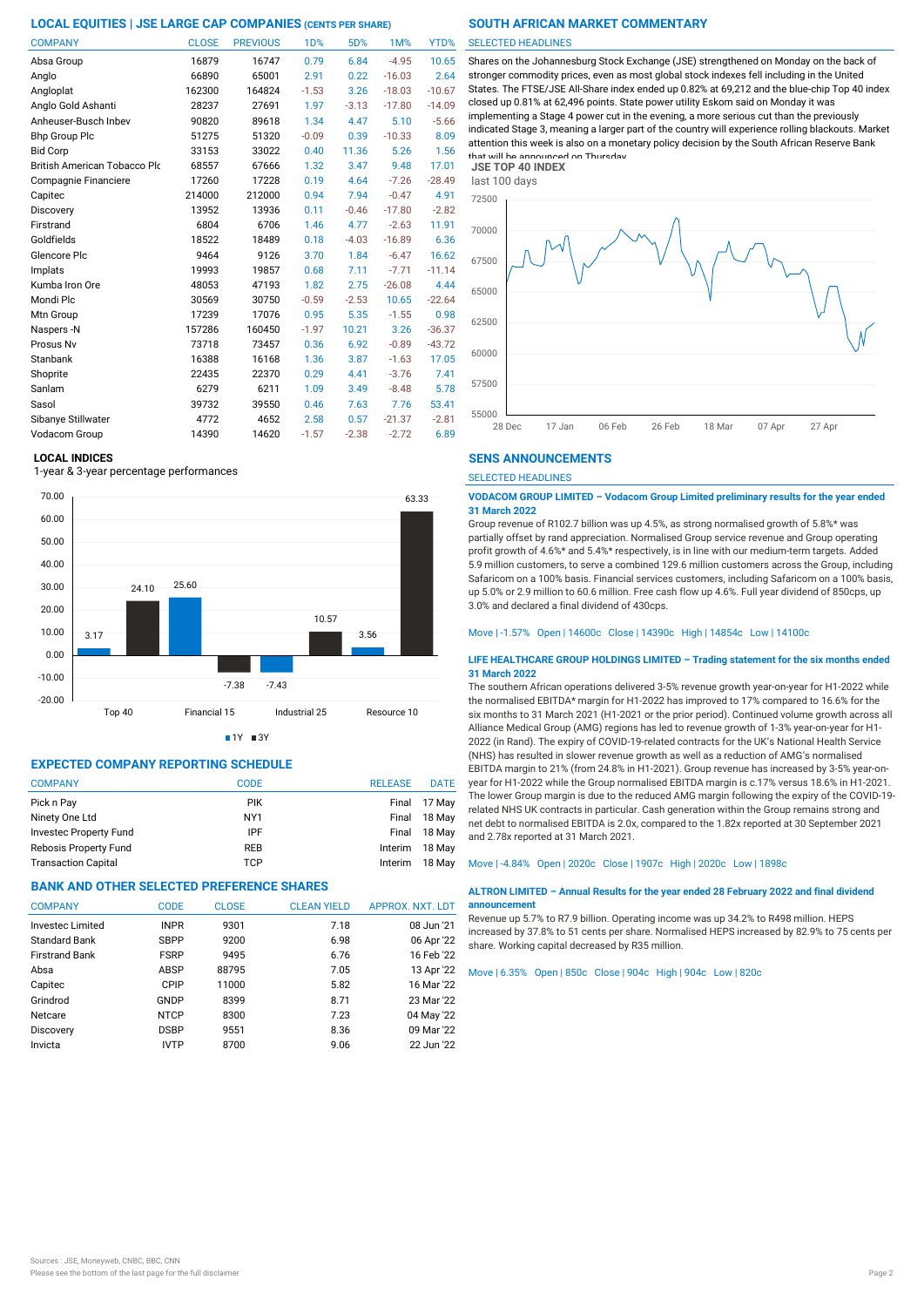## LOCAL EQUITIES | JSE LARGE CAP COMPANIES (CENTS PER SHARE)

| COMPANY | CLOSE | PREVIOUS | 1D% | 5D% | 1M% | YTD% |
|---|---|---|---|---|---|---|
| Absa Group | 16879 | 16747 | 0.79 | 6.84 | -4.95 | 10.65 |
| Anglo | 66890 | 65001 | 2.91 | 0.22 | -16.03 | 2.64 |
| Angloplat | 162300 | 164824 | -1.53 | 3.26 | -18.03 | -10.67 |
| Anglo Gold Ashanti | 28237 | 27691 | 1.97 | -3.13 | -17.80 | -14.09 |
| Anheuser-Busch Inbev | 90820 | 89618 | 1.34 | 4.47 | 5.10 | -5.66 |
| Bhp Group Plc | 51275 | 51320 | -0.09 | 0.39 | -10.33 | 8.09 |
| Bid Corp | 33153 | 33022 | 0.40 | 11.36 | 5.26 | 1.56 |
| British American Tobacco Plc | 68557 | 67666 | 1.32 | 3.47 | 9.48 | 17.01 |
| Compagnie Financiere | 17260 | 17228 | 0.19 | 4.64 | -7.26 | -28.49 |
| Capitec | 214000 | 212000 | 0.94 | 7.94 | -0.47 | 4.91 |
| Discovery | 13952 | 13936 | 0.11 | -0.46 | -17.80 | -2.82 |
| Firstrand | 6804 | 6706 | 1.46 | 4.77 | -2.63 | 11.91 |
| Goldfields | 18522 | 18489 | 0.18 | -4.03 | -16.89 | 6.36 |
| Glencore Plc | 9464 | 9126 | 3.70 | 1.84 | -6.47 | 16.62 |
| Implats | 19993 | 19857 | 0.68 | 7.11 | -7.71 | -11.14 |
| Kumba Iron Ore | 48053 | 47193 | 1.82 | 2.75 | -26.08 | 4.44 |
| Mondi Plc | 30569 | 30750 | -0.59 | -2.53 | 10.65 | -22.64 |
| Mtn Group | 17239 | 17076 | 0.95 | 5.35 | -1.55 | 0.98 |
| Naspers -N | 157286 | 160450 | -1.97 | 10.21 | 3.26 | -36.37 |
| Prosus Nv | 73718 | 73457 | 0.36 | 6.92 | -0.89 | -43.72 |
| Stanbank | 16388 | 16168 | 1.36 | 3.87 | -1.63 | 17.05 |
| Shoprite | 22435 | 22370 | 0.29 | 4.41 | -3.76 | 7.41 |
| Sanlam | 6279 | 6211 | 1.09 | 3.49 | -8.48 | 5.78 |
| Sasol | 39732 | 39550 | 0.46 | 7.63 | 7.76 | 53.41 |
| Sibanye Stillwater | 4772 | 4652 | 2.58 | 0.57 | -21.37 | -2.81 |
| Vodacom Group | 14390 | 14620 | -1.57 | -2.38 | -2.72 | 6.89 |

## LOCAL INDICES

1-year & 3-year percentage performances

| Index | 1Y | 3Y |
|---|---|---|
| Top 40 | 3.17 | 24.10 |
| Financial 15 | 25.60 | -7.38 |
| Industrial 25 | -7.43 | 10.57 |
| Resource 10 | 3.56 | 63.33 |

## EXPECTED COMPANY REPORTING SCHEDULE

| COMPANY | CODE | RELEASE | DATE |
|---|---|---|---|
| Pick n Pay | PIK | Final | 17 May |
| Ninety One Ltd | NY1 | Final | 18 May |
| Investec Property Fund | IPF | Final | 18 May |
| Rebosis Property Fund | REB | Interim | 18 May |
| Transaction Capital | TCP | Interim | 18 May |

## BANK AND OTHER SELECTED PREFERENCE SHARES

| COMPANY | CODE | CLOSE | CLEAN YIELD | APPROX. NXT. LDT |
|---|---|---|---|---|
| Investec Limited | INPR | 9301 | 7.18 | 08 Jun '21 |
| Standard Bank | SBPP | 9200 | 6.98 | 06 Apr '22 |
| Firstrand Bank | FSRP | 9495 | 6.76 | 16 Feb '22 |
| Absa | ABSP | 88795 | 7.05 | 13 Apr '22 |
| Capitec | CPIP | 11000 | 5.82 | 16 Mar '22 |
| Grindrod | GNDP | 8399 | 8.71 | 23 Mar '22 |
| Netcare | NTCP | 8300 | 7.23 | 04 May '22 |
| Discovery | DSBP | 9551 | 8.36 | 09 Mar '22 |
| Invicta | IVTP | 8700 | 9.06 | 22 Jun '22 |

## SOUTH AFRICAN MARKET COMMENTARY

SELECTED HEADLINES

Shares on the Johannesburg Stock Exchange (JSE) strengthened on Monday on the back of stronger commodity prices, even as most global stock indexes fell including in the United States. The FTSE/JSE All-Share index ended up 0.82% at 69,212 and the blue-chip Top 40 index closed up 0.81% at 62,496 points. State power utility Eskom said on Monday it was implementing a Stage 4 power cut in the evening, a more serious cut than the previously indicated Stage 3, meaning a larger part of the country will experience rolling blackouts. Market attention this week is also on a monetary policy decision by the South African Reserve Bank that will be announced on Thursday.

**JSE TOP 40 INDEX**

last 100 days

## SENS ANNOUNCEMENTS

SELECTED HEADLINES

**VODACOM GROUP LIMITED – Vodacom Group Limited preliminary results for the year ended 31 March 2022**

Group revenue of R102.7 billion was up 4.5%, as strong normalised growth of 5.8%* was partially offset by rand appreciation. Normalised Group service revenue and Group operating profit growth of 4.6%* and 5.4%* respectively, is in line with our medium-term targets. Added 5.9 million customers, to serve a combined 129.6 million customers across the Group, including Safaricom on a 100% basis. Financial services customers, including Safaricom on a 100% basis, up 5.0% or 2.9 million to 60.6 million. Free cash flow up 4.6%. Full year dividend of 850cps, up 3.0% and declared a final dividend of 430cps.

Move | -1.57% Open | 14600c Close | 14390c High | 14854c Low | 14100c

**LIFE HEALTHCARE GROUP HOLDINGS LIMITED – Trading statement for the six months ended 31 March 2022**

The southern African operations delivered 3-5% revenue growth year-on-year for H1-2022 while the normalised EBITDA* margin for H1-2022 has improved to 17% compared to 16.6% for the six months to 31 March 2021 (H1-2021 or the prior period). Continued volume growth across all Alliance Medical Group (AMG) regions has led to revenue growth of 1-3% year-on-year for H1-2022 (in Rand). The expiry of COVID-19-related contracts for the UK's National Health Service (NHS) has resulted in slower revenue growth as well as a reduction of AMG's normalised EBITDA margin to 21% (from 24.8% in H1-2021). Group revenue has increased by 3-5% year-on-year for H1-2022 while the Group normalised EBITDA margin is c.17% versus 18.6% in H1-2021. The lower Group margin is due to the reduced AMG margin following the expiry of the COVID-19-related NHS UK contracts in particular. Cash generation within the Group remains strong and net debt to normalised EBITDA is 2.0x, compared to the 1.82x reported at 30 September 2021 and 2.78x reported at 31 March 2021.

Move | -4.84% Open | 2020c Close | 1907c High | 2020c Low | 1898c

**ALTRON LIMITED – Annual Results for the year ended 28 February 2022 and final dividend announcement**

Revenue up 5.7% to R7.9 billion. Operating income was up 34.2% to R498 million. HEPS increased by 37.8% to 51 cents per share. Normalised HEPS increased by 82.9% to 75 cents per share. Working capital decreased by R35 million.

Move | 6.35% Open | 850c Close | 904c High | 904c Low | 820c

Sources : JSE, Moneyweb, CNBC, BBC, CNN

Please see the bottom of the last page for the full disclaimer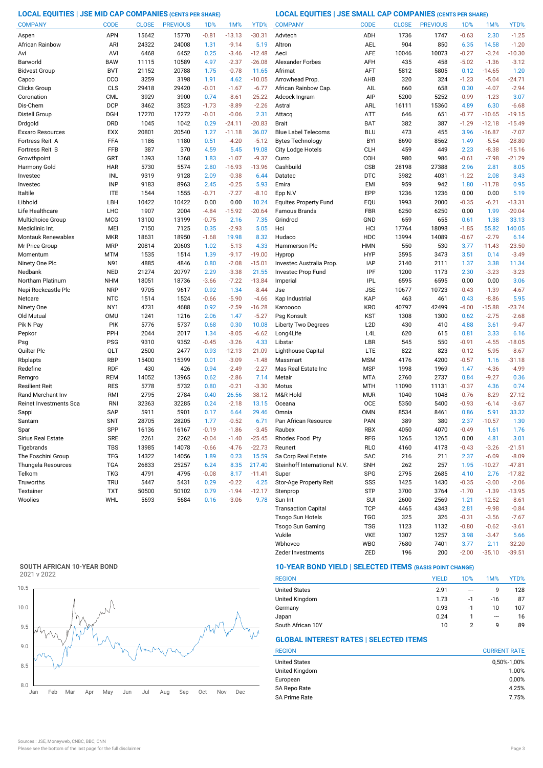## LOCAL EQUITIES | JSE MID CAP COMPANIES (CENTS PER SHARE)

| COMPANY | CODE | CLOSE | PREVIOUS | 1D% | 1M% | YTD% |
|---|---|---|---|---|---|---|
| Aspen | APN | 15642 | 15770 | -0.81 | -13.13 | -30.31 |
| African Rainbow | ARI | 24322 | 24008 | 1.31 | -9.14 | 5.19 |
| Avi | AVI | 6468 | 6452 | 0.25 | -3.46 | -12.48 |
| Barworld | BAW | 11115 | 10589 | 4.97 | -2.37 | -26.08 |
| Bidvest Group | BVT | 21152 | 20788 | 1.75 | -0.78 | 11.65 |
| Capco | CCO | 3259 | 3198 | 1.91 | 4.62 | -10.05 |
| Clicks Group | CLS | 29418 | 29420 | -0.01 | -1.67 | -6.77 |
| Coronation | CML | 3929 | 3900 | 0.74 | -8.61 | -25.22 |
| Dis-Chem | DCP | 3462 | 3523 | -1.73 | -8.89 | -2.26 |
| Distell Group | DGH | 17270 | 17272 | -0.01 | -0.06 | 2.31 |
| Drdgold | DRD | 1045 | 1042 | 0.29 | -24.11 | -20.83 |
| Exxaro Resources | EXX | 20801 | 20540 | 1.27 | -11.18 | 36.07 |
| Fortress Reit A | FFA | 1186 | 1180 | 0.51 | -4.20 | -5.12 |
| Fortress Reit B | FFB | 387 | 370 | 4.59 | 5.45 | 19.08 |
| Growthpoint | GRT | 1393 | 1368 | 1.83 | -1.07 | -9.37 |
| Harmony Gold | HAR | 5730 | 5574 | 2.80 | -16.93 | -13.96 |
| Investec | INL | 9319 | 9128 | 2.09 | -0.38 | 6.44 |
| Investec | INP | 9183 | 8963 | 2.45 | -0.25 | 5.93 |
| Italtile | ITE | 1544 | 1555 | -0.71 | -7.27 | -8.10 |
| Libhold | LBH | 10422 | 10422 | 0.00 | 0.00 | 10.24 |
| Life Healthcare | LHC | 1907 | 2004 | -4.84 | -15.92 | -20.64 |
| Multichoice Group | MCG | 13100 | 13199 | -0.75 | 2.16 | 7.35 |
| Mediclinic Int. | MEI | 7150 | 7125 | 0.35 | -2.93 | 5.05 |
| Montauk Renewables | MKR | 18631 | 18950 | -1.68 | 19.98 | 8.32 |
| Mr Price Group | MRP | 20814 | 20603 | 1.02 | -5.13 | 4.33 |
| Momentum | MTM | 1535 | 1514 | 1.39 | -9.17 | -19.00 |
| Ninety One Plc | N91 | 4885 | 4846 | 0.80 | -2.08 | -15.01 |
| Nedbank | NED | 21274 | 20797 | 2.29 | -3.38 | 21.55 |
| Northam Platinum | NHM | 18051 | 18736 | -3.66 | -7.22 | -13.84 |
| Nepi Rockcastle Plc | NRP | 9705 | 9617 | 0.92 | 1.34 | -8.44 |
| Netcare | NTC | 1514 | 1524 | -0.66 | -5.90 | -4.66 |
| Ninety One | NY1 | 4731 | 4688 | 0.92 | -2.59 | -16.28 |
| Old Mutual | OMU | 1241 | 1216 | 2.06 | 1.47 | -5.27 |
| Pik N Pay | PIK | 5776 | 5737 | 0.68 | 0.30 | 10.08 |
| Pepkor | PPH | 2044 | 2017 | 1.34 | -8.05 | -6.62 |
| Psg | PSG | 9310 | 9352 | -0.45 | -3.26 | 4.33 |
| Quilter Plc | QLT | 2500 | 2477 | 0.93 | -12.13 | -21.09 |
| Rbplapts | RBP | 15400 | 15399 | 0.01 | -3.09 | -1.48 |
| Redefine | RDF | 430 | 426 | 0.94 | -2.49 | -2.27 |
| Remgro | REM | 14052 | 13965 | 0.62 | -2.86 | 7.14 |
| Resilient Reit | RES | 5778 | 5732 | 0.80 | -0.21 | -3.30 |
| Rand Merchant Inv | RMI | 2795 | 2784 | 0.40 | 26.56 | -38.12 |
| Reinet Investments Sca | RNI | 32363 | 32285 | 0.24 | -2.18 | 13.15 |
| Sappi | SAP | 5911 | 5901 | 0.17 | 6.64 | 29.46 |
| Santam | SNT | 28705 | 28205 | 1.77 | -0.52 | 6.71 |
| Spar | SPP | 16136 | 16167 | -0.19 | -1.86 | -3.45 |
| Sirius Real Estate | SRE | 2261 | 2262 | -0.04 | -1.40 | -25.45 |
| Tigebrands | TBS | 13985 | 14078 | -0.66 | -4.76 | -22.73 |
| The Foschini Group | TFG | 14322 | 14056 | 1.89 | 0.23 | 15.59 |
| Thungela Resources | TGA | 26833 | 25257 | 6.24 | 8.35 | 217.40 |
| Telkom | TKG | 4791 | 4795 | -0.08 | 8.17 | -11.41 |
| Truworths | TRU | 5447 | 5431 | 0.29 | -0.22 | 4.25 |
| Textainer | TXT | 50500 | 50102 | 0.79 | -1.94 | -12.17 |
| Woolies | WHL | 5693 | 5684 | 0.16 | -3.06 | 9.78 |

## LOCAL EQUITIES | JSE SMALL CAP COMPANIES (CENTS PER SHARE)

| COMPANY | CODE | CLOSE | PREVIOUS | 1D% | 1M% | YTD% |
|---|---|---|---|---|---|---|
| Advtech | ADH | 1736 | 1747 | -0.63 | 2.30 | -1.25 |
| Altron | AEL | 904 | 850 | 6.35 | 14.58 | -1.20 |
| Aeci | AFE | 10046 | 10073 | -0.27 | -3.24 | -10.30 |
| Alexander Forbes | AFH | 435 | 458 | -5.02 | -1.36 | -3.12 |
| Afrimat | AFT | 5812 | 5805 | 0.12 | -14.65 | 1.20 |
| Arrowhead Prop. | AHB | 320 | 324 | -1.23 | -5.04 | -24.71 |
| African Rainbow Cap. | AIL | 660 | 658 | 0.30 | -4.07 | -2.94 |
| Adcock Ingram | AIP | 5200 | 5252 | -0.99 | -1.23 | 3.07 |
| Astral | ARL | 16111 | 15360 | 4.89 | 6.30 | -6.68 |
| Attacq | ATT | 646 | 651 | -0.77 | -10.65 | -19.15 |
| Brait | BAT | 382 | 387 | -1.29 | -12.18 | -15.49 |
| Blue Label Telecoms | BLU | 473 | 455 | 3.96 | -16.87 | -7.07 |
| Bytes Technology | BYI | 8690 | 8562 | 1.49 | -5.54 | -28.80 |
| City Lodge Hotels | CLH | 459 | 449 | 2.23 | -8.38 | -15.16 |
| Curro | COH | 980 | 986 | -0.61 | -7.98 | -21.29 |
| Cashbuild | CSB | 28198 | 27388 | 2.96 | 2.81 | 8.05 |
| Datatec | DTC | 3982 | 4031 | -1.22 | 2.08 | 3.43 |
| Emira | EMI | 959 | 942 | 1.80 | -11.78 | 0.95 |
| Epp N.V | EPP | 1236 | 1236 | 0.00 | 0.00 | 5.19 |
| Equites Property Fund | EQU | 1993 | 2000 | -0.35 | -6.21 | -13.31 |
| Famous Brands | FBR | 6250 | 6250 | 0.00 | 1.99 | -20.04 |
| Grindrod | GND | 659 | 655 | 0.61 | 1.38 | 33.13 |
| Hci | HCI | 17764 | 18098 | -1.85 | 55.82 | 140.05 |
| Hudaco | HDC | 13994 | 14089 | -0.67 | -2.79 | 6.14 |
| Hammerson Plc | HMN | 550 | 530 | 3.77 | -11.43 | -23.50 |
| Hyprop | HYP | 3595 | 3473 | 3.51 | 0.14 | -3.49 |
| Investec Australia Prop. | IAP | 2140 | 2111 | 1.37 | 3.38 | 11.34 |
| Investec Prop Fund | IPF | 1200 | 1173 | 2.30 | -3.23 | -3.23 |
| Imperial | IPL | 6595 | 6595 | 0.00 | 0.00 | 3.06 |
| Jse | JSE | 10677 | 10723 | -0.43 | -1.39 | -4.67 |
| Kap Industrial | KAP | 463 | 461 | 0.43 | -8.86 | 5.95 |
| Karooooo | KRO | 40797 | 42499 | -4.00 | -15.88 | -23.74 |
| Psg Konsult | KST | 1308 | 1300 | 0.62 | -2.75 | -2.68 |
| Liberty Two Degrees | L2D | 430 | 410 | 4.88 | 3.61 | -9.47 |
| Long4Life | L4L | 620 | 615 | 0.81 | 3.33 | 6.16 |
| Libstar | LBR | 545 | 550 | -0.91 | -4.55 | -18.05 |
| Lighthouse Capital | LTE | 822 | 823 | -0.12 | -5.95 | -8.67 |
| Massmart | MSM | 4176 | 4200 | -0.57 | 1.16 | -31.18 |
| Mas Real Estate Inc | MSP | 1998 | 1969 | 1.47 | -4.36 | -4.99 |
| Metair | MTA | 2760 | 2737 | 0.84 | -9.27 | 0.36 |
| Motus | MTH | 11090 | 11131 | -0.37 | 4.36 | 0.74 |
| M&R Hold | MUR | 1040 | 1048 | -0.76 | -8.29 | -27.12 |
| Oceana | OCE | 5350 | 5400 | -0.93 | -6.14 | -3.67 |
| Omnia | OMN | 8534 | 8461 | 0.86 | 5.91 | 33.32 |
| Pan African Resource | PAN | 389 | 380 | 2.37 | -10.57 | 1.30 |
| Raubex | RBX | 4050 | 4070 | -0.49 | 1.61 | 1.76 |
| Rhodes Food Pty | RFG | 1265 | 1265 | 0.00 | 4.81 | 3.01 |
| Reunert | RLO | 4160 | 4178 | -0.43 | -3.26 | -21.51 |
| Sa Corp Real Estate | SAC | 216 | 211 | 2.37 | -6.09 | -8.09 |
| Steinhoff International N.V. | SNH | 262 | 257 | 1.95 | -10.27 | -47.81 |
| Super | SPG | 2795 | 2685 | 4.10 | 2.76 | -17.82 |
| Stor-Age Property Reit | SSS | 1425 | 1430 | -0.35 | -3.00 | -2.06 |
| Stenprop | STP | 3700 | 3764 | -1.70 | -1.39 | -13.95 |
| Sun Int | SUI | 2600 | 2569 | 1.21 | -12.52 | -8.61 |
| Transaction Capital | TCP | 4465 | 4343 | 2.81 | -9.98 | -0.84 |
| Tsogo Sun Hotels | TGO | 325 | 326 | -0.31 | -3.56 | -7.67 |
| Tsogo Sun Gaming | TSG | 1123 | 1132 | -0.80 | -0.62 | -3.61 |
| Vukile | VKE | 1307 | 1257 | 3.98 | -3.47 | 5.66 |
| Wbhovco | WBO | 7680 | 7401 | 3.77 | 2.11 | -32.20 |
| Zeder Investments | ZED | 196 | 200 | -2.00 | -35.10 | -39.51 |

## SOUTH AFRICAN 10-YEAR BOND

2021 v 2022

## 10-YEAR BOND YIELD | SELECTED ITEMS (BASIS POINT CHANGE)

| REGION | YIELD | 1D% | 1M% | YTD% |
|---|---|---|---|---|
| United States | 2.91 | --- | 9 | 128 |
| United Kingdom | 1.73 | -1 | -16 | 87 |
| Germany | 0.93 | -1 | 10 | 107 |
| Japan | 0.24 | 1 | --- | 16 |
| South African 10Y | 10 | 2 | 9 | 89 |

## GLOBAL INTEREST RATES | SELECTED ITEMS

| REGION | CURRENT RATE |
|---|---|
| United States | 0,50%-1,00% |
| United Kingdom | 1.00% |
| European | 0,00% |
| SA Repo Rate | 4.25% |
| SA Prime Rate | 7.75% |

Sources : JSE, Moneyweb, CNBC, BBC, CNN

Please see the bottom of the last page for the full disclaimer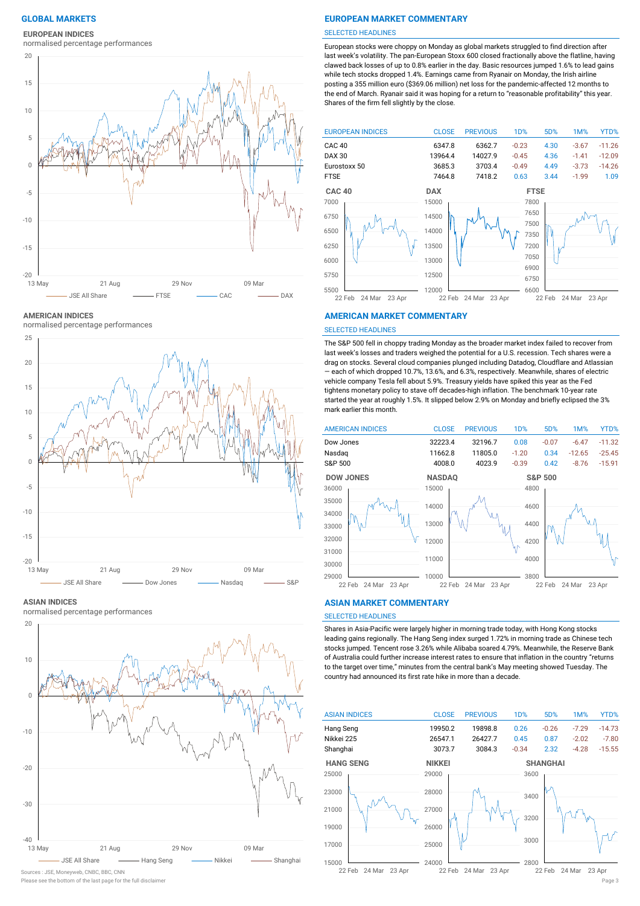## GLOBAL MARKETS

### EUROPEAN INDICES

normalised percentage performances

JSE All Share — FTSE — CAC — DAX

## EUROPEAN MARKET COMMENTARY

SELECTED HEADLINES

European stocks were choppy on Monday as global markets struggled to find direction after last week's volatility. The pan-European Stoxx 600 closed fractionally above the flatline, having clawed back losses of up to 0.8% earlier in the day. Basic resources jumped 1.6% to lead gains while tech stocks dropped 1.4%. Earnings came from Ryanair on Monday, the Irish airline posting a 355 million euro ($369.06 million) net loss for the pandemic-affected 12 months to the end of March. Ryanair said it was hoping for a return to "reasonable profitability" this year. Shares of the firm fell slightly by the close.

| EUROPEAN INDICES | CLOSE | PREVIOUS | 1D% | 5D% | 1M% | YTD% |
|---|---|---|---|---|---|---|
| CAC 40 | 6347.8 | 6362.7 | -0.23 | 4.30 | -3.67 | -11.26 |
| DAX 30 | 13964.4 | 14027.9 | -0.45 | 4.36 | -1.41 | -12.09 |
| Eurostoxx 50 | 3685.3 | 3703.4 | -0.49 | 4.49 | -3.73 | -14.26 |
| FTSE | 7464.8 | 7418.2 | 0.63 | 3.44 | -1.99 | 1.09 |

### AMERICAN INDICES

normalised percentage performances

JSE All Share — Dow Jones — Nasdaq — S&P

## AMERICAN MARKET COMMENTARY

SELECTED HEADLINES

The S&P 500 fell in choppy trading Monday as the broader market index failed to recover from last week's losses and traders weighed the potential for a U.S. recession. Tech shares were a drag on stocks. Several cloud companies plunged including Datadog, Cloudflare and Atlassian — each of which dropped 10.7%, 13.6%, and 6.3%, respectively. Meanwhile, shares of electric vehicle company Tesla fell about 5.9%. Treasury yields have spiked this year as the Fed tightens monetary policy to stave off decades-high inflation. The benchmark 10-year rate started the year at roughly 1.5%. It slipped below 2.9% on Monday and briefly eclipsed the 3% mark earlier this month.

| AMERICAN INDICES | CLOSE | PREVIOUS | 1D% | 5D% | 1M% | YTD% |
|---|---|---|---|---|---|---|
| Dow Jones | 32223.4 | 32196.7 | 0.08 | -0.07 | -6.47 | -11.32 |
| Nasdaq | 11662.8 | 11805.0 | -1.20 | 0.34 | -12.65 | -25.45 |
| S&P 500 | 4008.0 | 4023.9 | -0.39 | 0.42 | -8.76 | -15.91 |

### ASIAN INDICES

normalised percentage performances

JSE All Share — Hang Seng — Nikkei — Shanghai

## ASIAN MARKET COMMENTARY

SELECTED HEADLINES

Shares in Asia-Pacific were largely higher in morning trade today, with Hong Kong stocks leading gains regionally. The Hang Seng index surged 1.72% in morning trade as Chinese tech stocks jumped. Tencent rose 3.26% while Alibaba soared 4.79%. Meanwhile, the Reserve Bank of Australia could further increase interest rates to ensure that inflation in the country "returns to the target over time," minutes from the central bank's May meeting showed Tuesday. The country had announced its first rate hike in more than a decade.

| ASIAN INDICES | CLOSE | PREVIOUS | 1D% | 5D% | 1M% | YTD% |
|---|---|---|---|---|---|---|
| Hang Seng | 19950.2 | 19898.8 | 0.26 | -0.26 | -7.29 | -14.73 |
| Nikkei 225 | 26547.1 | 26427.7 | 0.45 | 0.87 | -2.02 | -7.80 |
| Shanghai | 3073.7 | 3084.3 | -0.34 | 2.32 | -4.28 | -15.55 |

Sources : JSE, Moneyweb, CNBC, BBC, CNN

Please see the bottom of the last page for the full disclaimer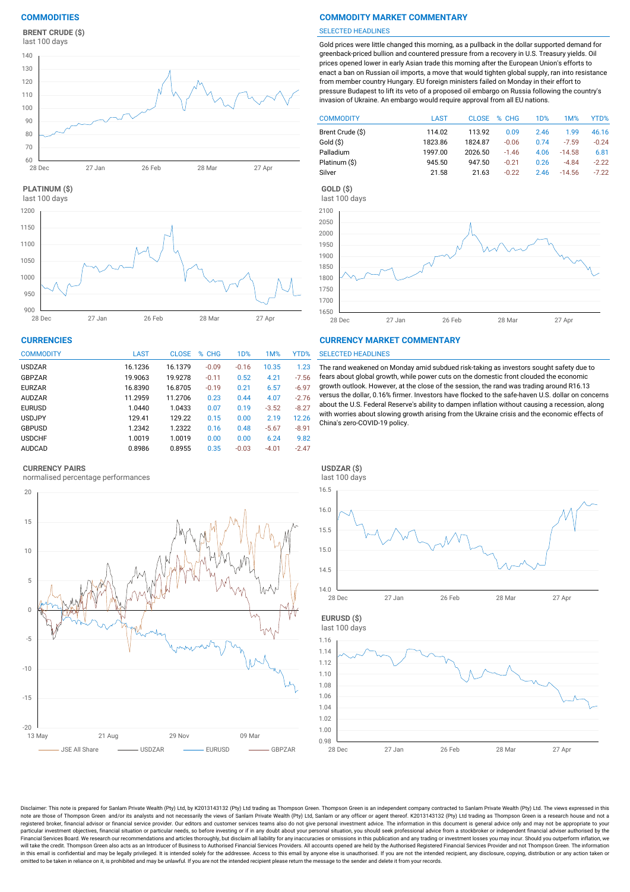## COMMODITIES

**BRENT CRUDE ($)**
last 100 days

140
130
120
110
100
90
80
70
60
28 Dec
27 Jan
26 Feb
28 Mar
27 Apr

**PLATINUM ($)**
last 100 days

1200
1150
1100
1050
1000
950
900
28 Dec
27 Jan
26 Feb
28 Mar
27 Apr

## COMMODITY MARKET COMMENTARY

SELECTED HEADLINES

Gold prices were little changed this morning, as a pullback in the dollar supported demand for greenback-priced bullion and countered pressure from a recovery in U.S. Treasury yields. Oil prices opened lower in early Asian trade this morning after the European Union's efforts to enact a ban on Russian oil imports, a move that would tighten global supply, ran into resistance from member country Hungary. EU foreign ministers failed on Monday in their effort to pressure Budapest to lift its veto of a proposed oil embargo on Russia following the country's invasion of Ukraine. An embargo would require approval from all EU nations.

| COMMODITY | LAST | CLOSE | % CHG | 1D% | 1M% | YTD% |
|---|---|---|---|---|---|---|
| Brent Crude ($) | 114.02 | 113.92 | 0.09 | 2.46 | 1.99 | 46.16 |
| Gold ($) | 1823.86 | 1824.87 | -0.06 | 0.74 | -7.59 | -0.24 |
| Palladium | 1997.00 | 2026.50 | -1.46 | 4.06 | -14.58 | 6.81 |
| Platinum ($) | 945.50 | 947.50 | -0.21 | 0.26 | -4.84 | -2.22 |
| Silver | 21.58 | 21.63 | -0.22 | 2.46 | -14.56 | -7.22 |

**GOLD ($)**
last 100 days

2100
2050
2000
1950
1900
1850
1800
1750
1700
1650
28 Dec
27 Jan
26 Feb
28 Mar
27 Apr

## CURRENCIES

| COMMODITY | LAST | CLOSE | % CHG | 1D% | 1M% | YTD% |
|---|---|---|---|---|---|---|
| USDZAR | 16.1236 | 16.1379 | -0.09 | -0.16 | 10.35 | 1.23 |
| GBPZAR | 19.9063 | 19.9278 | -0.11 | 0.52 | 4.21 | -7.56 |
| EURZAR | 16.8390 | 16.8705 | -0.19 | 0.21 | 6.57 | -6.97 |
| AUDZAR | 11.2959 | 11.2706 | 0.23 | 0.44 | 4.07 | -2.76 |
| EURUSD | 1.0440 | 1.0433 | 0.07 | 0.19 | -3.52 | -8.27 |
| USDJPY | 129.41 | 129.22 | 0.15 | 0.00 | 2.19 | 12.26 |
| GBPUSD | 1.2342 | 1.2322 | 0.16 | 0.48 | -5.67 | -8.91 |
| USDCHF | 1.0019 | 1.0019 | 0.00 | 0.00 | 6.24 | 9.82 |
| AUDCAD | 0.8986 | 0.8955 | 0.35 | -0.03 | -4.01 | -2.47 |

## CURRENCY MARKET COMMENTARY

SELECTED HEADLINES

The rand weakened on Monday amid subdued risk-taking as investors sought safety due to fears about global growth, while power cuts on the domestic front clouded the economic growth outlook. However, at the close of the session, the rand was trading around R16.13 versus the dollar, 0.16% firmer. Investors have flocked to the safe-haven U.S. dollar on concerns about the U.S. Federal Reserve's ability to dampen inflation without causing a recession, along with worries about slowing growth arising from the Ukraine crisis and the economic effects of China's zero-COVID-19 policy.

**CURRENCY PAIRS**
normalised percentage performances

20
15
10
5
0
-5
-10
-15
-20
13 May
21 Aug
29 Nov
09 Mar
JSE All Share
USDZAR
EURUSD
GBPZAR

**USDZAR ($)**
last 100 days

16.5
16.0
15.5
15.0
14.5
14.0
28 Dec
27 Jan
26 Feb
28 Mar
27 Apr

**EURUSD ($)**
last 100 days

1.16
1.14
1.12
1.10
1.08
1.06
1.04
1.02
1.00
0.98
28 Dec
27 Jan
26 Feb
28 Mar
27 Apr

Disclaimer: This note is prepared for Sanlam Private Wealth (Pty) Ltd, by K2013143132 (Pty) Ltd trading as Thompson Green. Thompson Green is an independent company contracted to Sanlam Private Wealth (Pty) Ltd. The views expressed in this note are those of Thompson Green and/or its analysts and not necessarily the views of Sanlam Private Wealth (Pty) Ltd, Sanlam or any officer or agent thereof. K2013143132 (Pty) Ltd trading as Thompson Green is a research house and not a registered broker, financial advisor or financial service provider. Our editors and customer services teams also do not give personal investment advice. The information in this document is general advice only and may not be appropriate to your particular investment objectives, financial situation or particular needs, so before investing or if in any doubt about your personal situation, you should seek professional advice from a stockbroker or independent financial adviser authorised by the Financial Services Board. We research our recommendations and articles thoroughly, but disclaim all liability for any inaccuracies or omissions in this publication and any trading or investment losses you may incur. Should you outperform inflation, we will take the credit. Thompson Green also acts as an Introducer of Business to Authorised Financial Services Providers. All accounts opened are held by the Authorised Registered Financial Services Provider and not Thompson Green. The information in this email is confidential and may be legally privileged. It is intended solely for the addressee. Access to this email by anyone else is unauthorised. If you are not the intended recipient, any disclosure, copying, distribution or any action taken or omitted to be taken in reliance on it, is prohibited and may be unlawful. If you are not the intended recipient please return the message to the sender and delete it from your records.